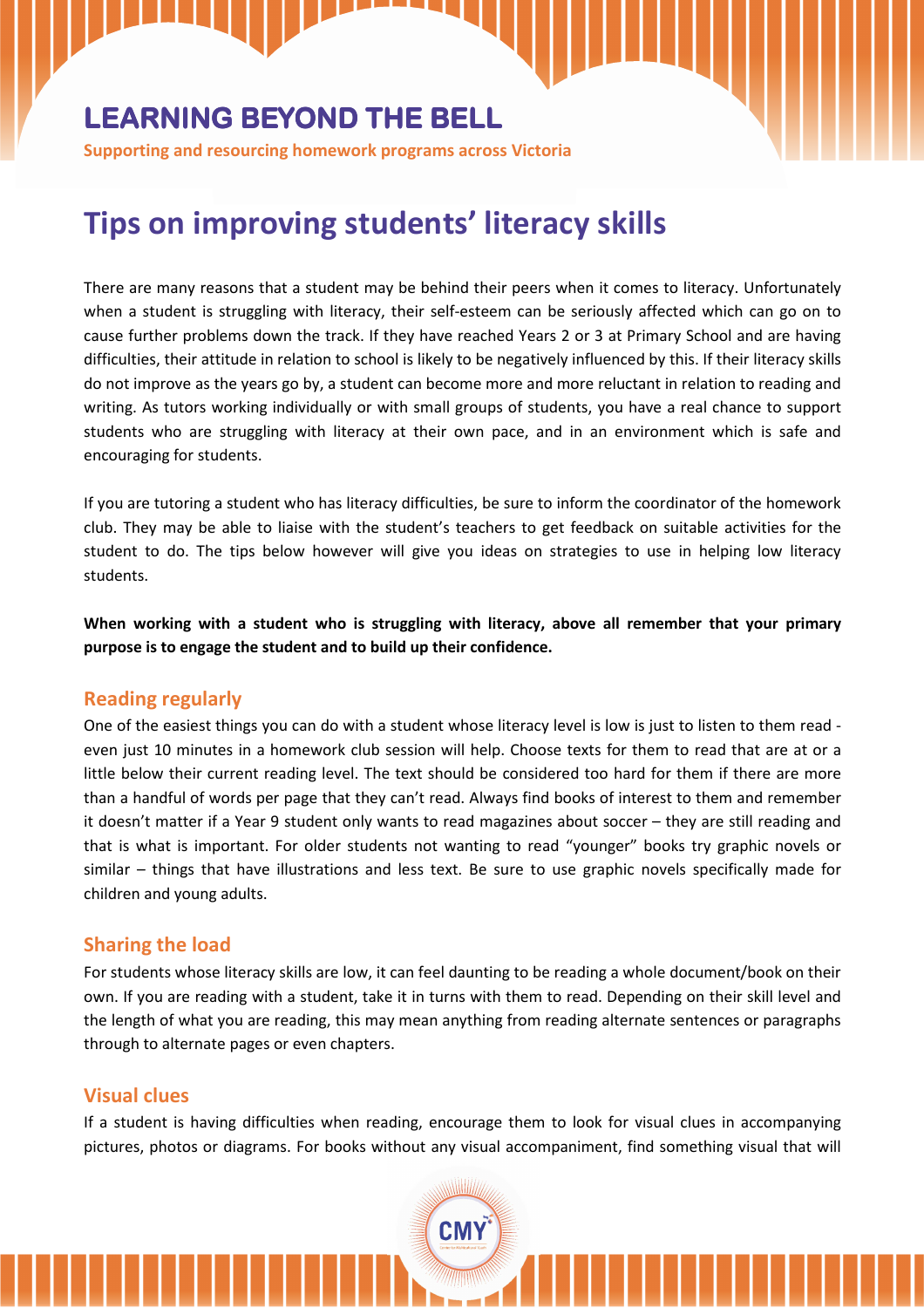# LEARNING BEYOND THE BELL

**Supporting and resourcing homework programs across Victoria**

# Tips on improving students' literacy skills

There are many reasons that a student may be behind their peers when it comes to literacy. Unfortunately when a student is struggling with literacy, their self-esteem can be seriously affected which can go on to cause further problems down the track. If they have reached Years 2 or 3 at Primary School and are having difficulties, their attitude in relation to school is likely to be negatively influenced by this. If their literacy skills do not improve as the years go by, a student can become more and more reluctant in relation to reading and writing. As tutors working individually or with small groups of students, you have a real chance to support students who are struggling with literacy at their own pace, and in an environment which is safe and encouraging for students.

If you are tutoring a student who has literacy difficulties, be sure to inform the coordinator of the homework club. They may be able to liaise with the student's teachers to get feedback on suitable activities for the student to do. The tips below however will give you ideas on strategies to use in helping low literacy students.

**When working with a student who is struggling with literacy, above all remember that your primary purpose is to engage the student and to build up their confidence.**

## Reading regularly

One of the easiest things you can do with a student whose literacy level is low is just to listen to them read - even just 10 minutes in a homework club session will help. Choose texts for them to read that are at or a little below their current reading level. The text should be considered too hard for them if there are more than a handful of words per page that they can't read. Always find books of interest to them and remember it doesn't matter if a Year 9 student only wants to read magazines about soccer – they are still reading and that is what is important. For older students not wanting to read "younger" books try graphic novels or similar – things that have illustrations and less text. Be sure to use graphic novels specifically made for children and young adults.

## Sharing the load

For students whose literacy skills are low, it can feel daunting to be reading a whole document/book on their own. If you are reading with a student, take it in turns with them to read. Depending on their skill level and the length of what you are reading, this may mean anything from reading alternate sentences or paragraphs through to alternate pages or even chapters.

## Visual clues

If a student is having difficulties when reading, encourage them to look for visual clues in accompanying pictures, photos or diagrams. For books without any visual accompaniment, find something visual that will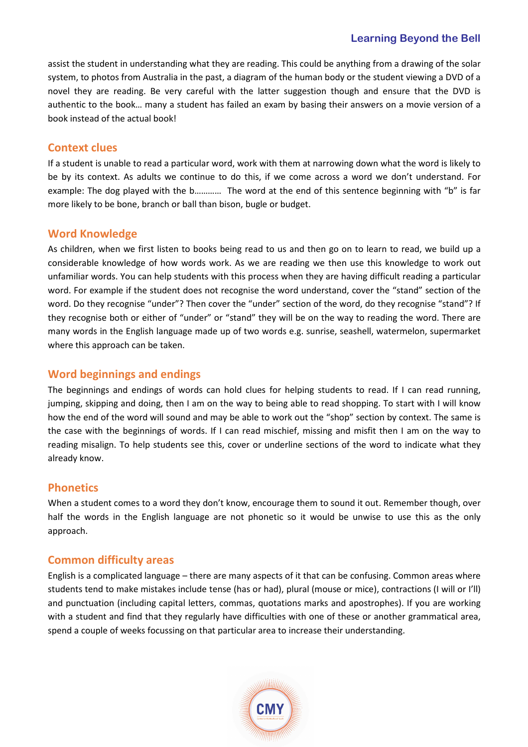assist the student in understanding what they are reading. This could be anything from a drawing of the solar system, to photos from Australia in the past, a diagram of the human body or the student viewing a DVD of a novel they are reading. Be very careful with the latter suggestion though and ensure that the DVD is authentic to the book… many a student has failed an exam by basing their answers on a movie version of a book instead of the actual book!

## Context clues

If a student is unable to read a particular word, work with them at narrowing down what the word is likely to be by its context. As adults we continue to do this, if we come across a word we don't understand. For example: The dog played with the b………… The word at the end of this sentence beginning with "b" is far more likely to be bone, branch or ball than bison, bugle or budget.

## Word Knowledge

As children, when we first listen to books being read to us and then go on to learn to read, we build up a considerable knowledge of how words work. As we are reading we then use this knowledge to work out unfamiliar words. You can help students with this process when they are having difficult reading a particular word. For example if the student does not recognise the word understand, cover the "stand" section of the word. Do they recognise "under"? Then cover the "under" section of the word, do they recognise "stand"? If they recognise both or either of "under" or "stand" they will be on the way to reading the word. There are many words in the English language made up of two words e.g. sunrise, seashell, watermelon, supermarket where this approach can be taken.

## Word beginnings and endings

The beginnings and endings of words can hold clues for helping students to read. If I can read running, jumping, skipping and doing, then I am on the way to being able to read shopping. To start with I will know how the end of the word will sound and may be able to work out the "shop" section by context. The same is the case with the beginnings of words. If I can read mischief, missing and misfit then I am on the way to reading misalign. To help students see this, cover or underline sections of the word to indicate what they already know.

## Phonetics

When a student comes to a word they don't know, encourage them to sound it out. Remember though, over half the words in the English language are not phonetic so it would be unwise to use this as the only approach.

## Common difficulty areas

English is a complicated language – there are many aspects of it that can be confusing. Common areas where students tend to make mistakes include tense (has or had), plural (mouse or mice), contractions (I will or I'll) and punctuation (including capital letters, commas, quotations marks and apostrophes). If you are working with a student and find that they regularly have difficulties with one of these or another grammatical area, spend a couple of weeks focussing on that particular area to increase their understanding.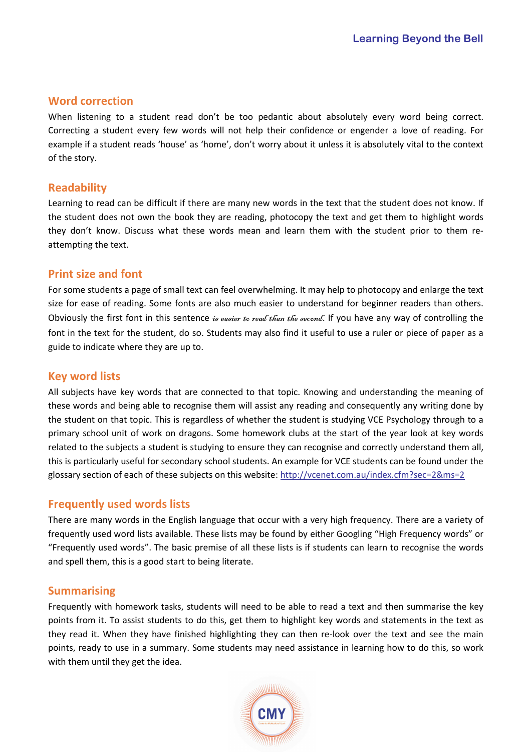## Word correction

When listening to a student read don't be too pedantic about absolutely every word being correct. Correcting a student every few words will not help their confidence or engender a love of reading. For example if a student reads 'house' as 'home', don't worry about it unless it is absolutely vital to the context of the story.

## Readability

Learning to read can be difficult if there are many new words in the text that the student does not know. If the student does not own the book they are reading, photocopy the text and get them to highlight words they don't know. Discuss what these words mean and learn them with the student prior to them re-attempting the text.

## Print size and font

For some students a page of small text can feel overwhelming. It may help to photocopy and enlarge the text size for ease of reading. Some fonts are also much easier to understand for beginner readers than others. Obviously the first font in this sentence *is easier to read than the second*. If you have any way of controlling the font in the text for the student, do so. Students may also find it useful to use a ruler or piece of paper as a guide to indicate where they are up to.

## Key word lists

All subjects have key words that are connected to that topic. Knowing and understanding the meaning of these words and being able to recognise them will assist any reading and consequently any writing done by the student on that topic. This is regardless of whether the student is studying VCE Psychology through to a primary school unit of work on dragons. Some homework clubs at the start of the year look at key words related to the subjects a student is studying to ensure they can recognise and correctly understand them all, this is particularly useful for secondary school students. An example for VCE students can be found under the glossary section of each of these subjects on this website: [http://vcenet.com.au/index.cfm?sec=2&ms=2](http://vcenet.com.au/index.cfm?sec=2&ms=2)

## Frequently used words lists

There are many words in the English language that occur with a very high frequency. There are a variety of frequently used word lists available. These lists may be found by either Googling "High Frequency words" or "Frequently used words". The basic premise of all these lists is if students can learn to recognise the words and spell them, this is a good start to being literate.

## Summarising

Frequently with homework tasks, students will need to be able to read a text and then summarise the key points from it. To assist students to do this, get them to highlight key words and statements in the text as they read it. When they have finished highlighting they can then re-look over the text and see the main points, ready to use in a summary. Some students may need assistance in learning how to do this, so work with them until they get the idea.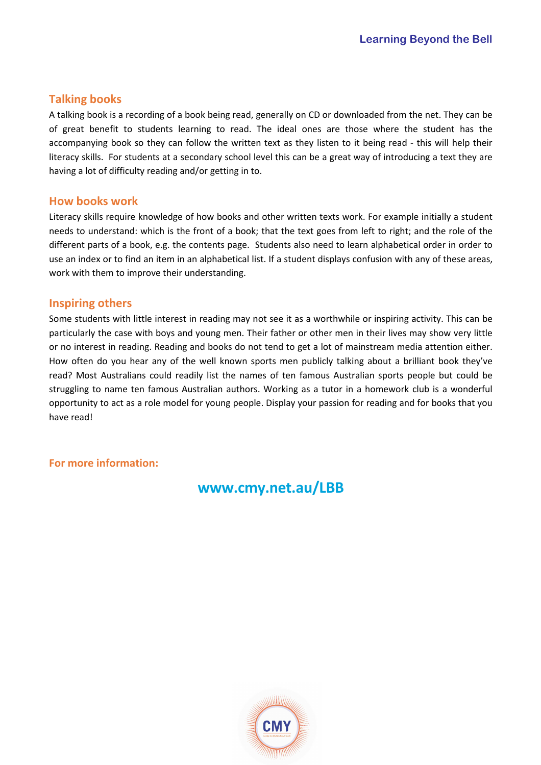## Talking books

A talking book is a recording of a book being read, generally on CD or downloaded from the net. They can be of great benefit to students learning to read. The ideal ones are those where the student has the accompanying book so they can follow the written text as they listen to it being read - this will help their literacy skills. For students at a secondary school level this can be a great way of introducing a text they are having a lot of difficulty reading and/or getting in to.

## How books work

Literacy skills require knowledge of how books and other written texts work. For example initially a student needs to understand: which is the front of a book; that the text goes from left to right; and the role of the different parts of a book, e.g. the contents page. Students also need to learn alphabetical order in order to use an index or to find an item in an alphabetical list. If a student displays confusion with any of these areas, work with them to improve their understanding.

## Inspiring others

Some students with little interest in reading may not see it as a worthwhile or inspiring activity. This can be particularly the case with boys and young men. Their father or other men in their lives may show very little or no interest in reading. Reading and books do not tend to get a lot of mainstream media attention either. How often do you hear any of the well known sports men publicly talking about a brilliant book they've read? Most Australians could readily list the names of ten famous Australian sports people but could be struggling to name ten famous Australian authors. Working as a tutor in a homework club is a wonderful opportunity to act as a role model for young people. Display your passion for reading and for books that you have read!

**For more information:**

**www.cmy.net.au/LBB**